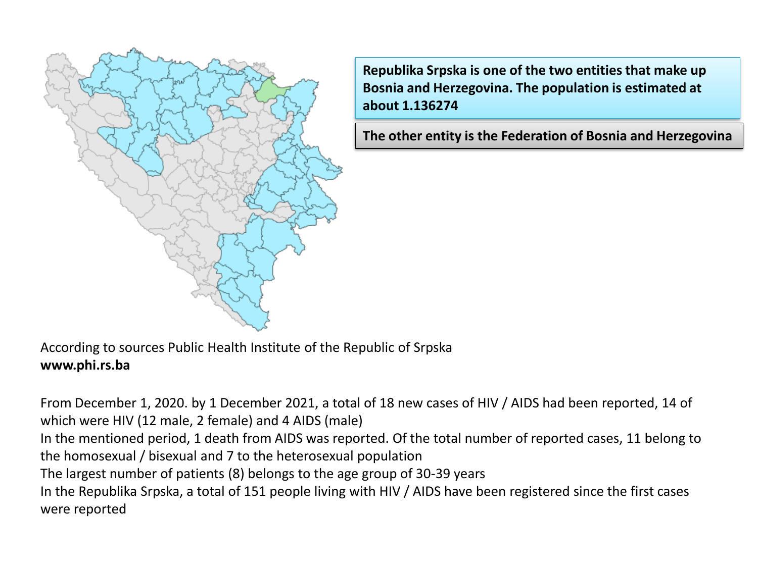**Republika Srpska is one of the two entities that make up Bosnia and Herzegovina. The population is estimated at about 1.136274**

**The other entity is the Federation of Bosnia and Herzegovina**

According to sources Public Health Institute of the Republic of Srpska
**www.phi.rs.ba**

From December 1, 2020. by 1 December 2021, a total of 18 new cases of HIV / AIDS had been reported, 14 of which were HIV (12 male, 2 female) and 4 AIDS (male)
In the mentioned period, 1 death from AIDS was reported. Of the total number of reported cases, 11 belong to the homosexual / bisexual and 7 to the heterosexual population
The largest number of patients (8) belongs to the age group of 30-39 years
In the Republika Srpska, a total of 151 people living with HIV / AIDS have been registered since the first cases were reported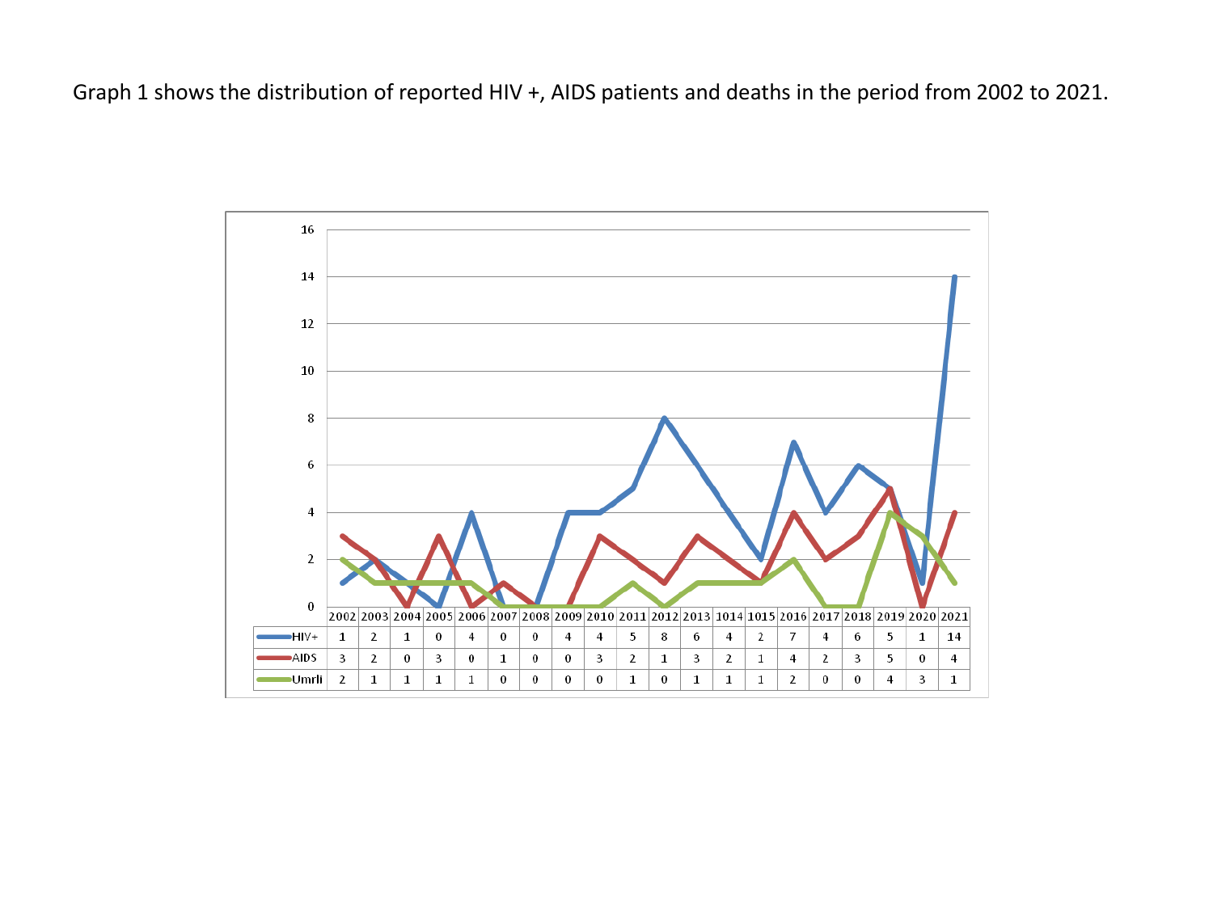Graph 1 shows the distribution of reported HIV +, AIDS patients and deaths in the period from 2002 to 2021.

| | 2002 | 2003 | 2004 | 2005 | 2006 | 2007 | 2008 | 2009 | 2010 | 2011 | 2012 | 2013 | 1014 | 1015 | 2016 | 2017 | 2018 | 2019 | 2020 | 2021 |
|---|---|---|---|---|---|---|---|---|---|---|---|---|---|---|---|---|---|---|---|---|
| HIV+ | 1 | 2 | 1 | 0 | 4 | 0 | 0 | 4 | 4 | 5 | 8 | 6 | 4 | 2 | 7 | 4 | 6 | 5 | 1 | 14 |
| AIDS | 3 | 2 | 0 | 3 | 0 | 1 | 0 | 0 | 3 | 2 | 1 | 3 | 2 | 1 | 4 | 2 | 3 | 5 | 0 | 4 |
| Umrli | 2 | 1 | 1 | 1 | 1 | 0 | 0 | 0 | 0 | 1 | 0 | 1 | 1 | 1 | 2 | 0 | 0 | 4 | 3 | 1 |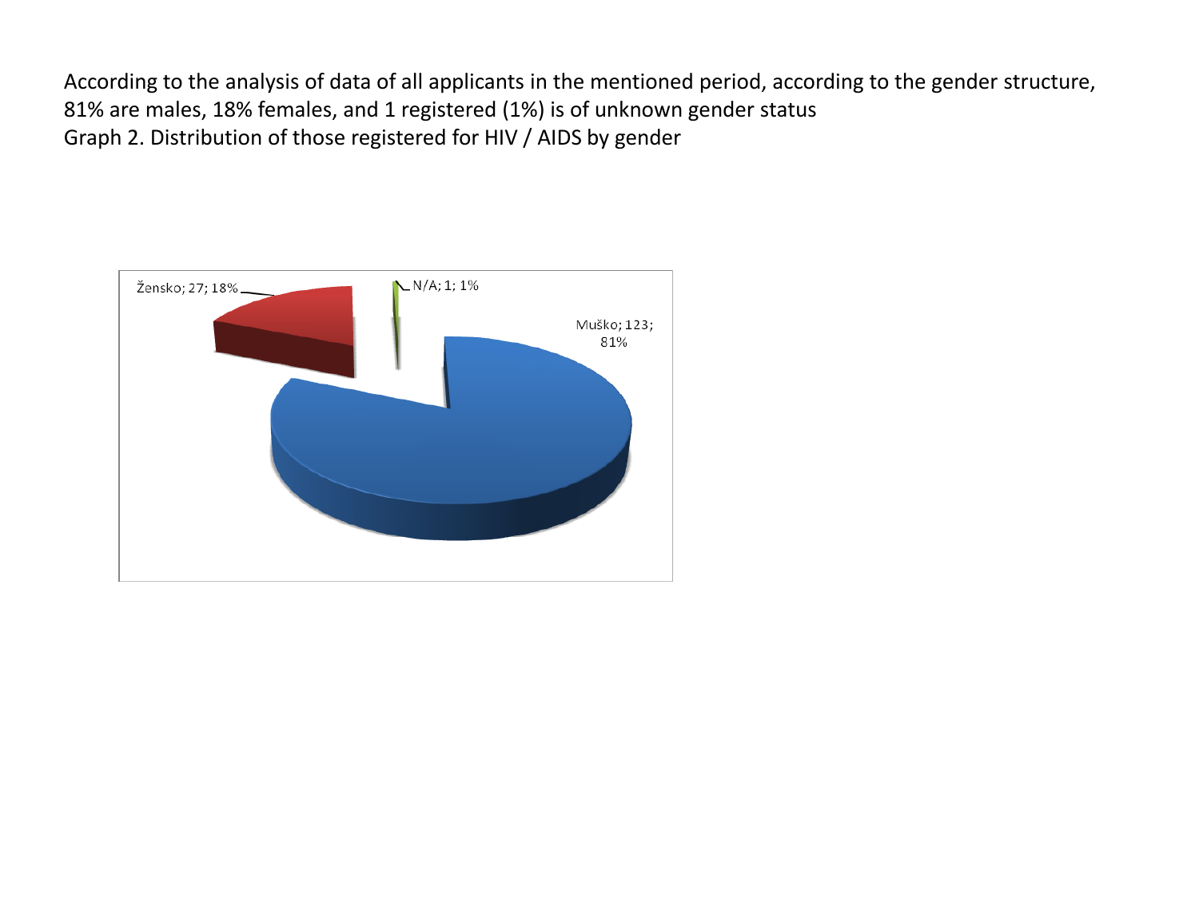According to the analysis of data of all applicants in the mentioned period, according to the gender structure, 81% are males, 18% females, and 1 registered (1%) is of unknown gender status

Graph 2. Distribution of those registered for HIV / AIDS by gender

Žensko; 27; 18%

N/A; 1; 1%

Muško; 123; 81%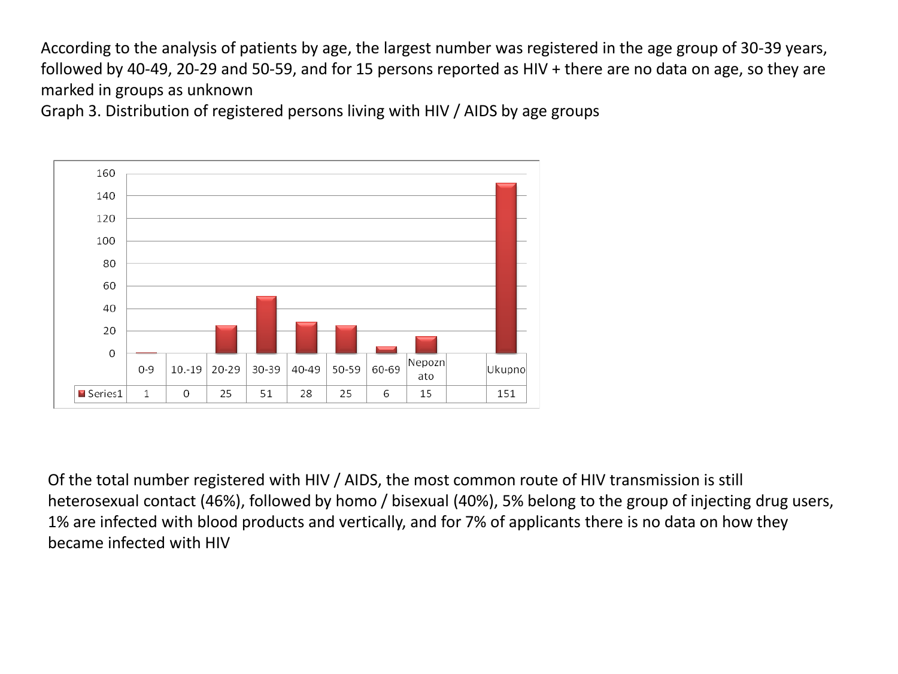According to the analysis of patients by age, the largest number was registered in the age group of 30-39 years, followed by 40-49, 20-29 and 50-59, and for 15 persons reported as HIV + there are no data on age, so they are marked in groups as unknown

Graph 3. Distribution of registered persons living with HIV / AIDS by age groups

| | 0-9 | 10.-19 | 20-29 | 30-39 | 40-49 | 50-59 | 60-69 | Nepoznato | | Ukupno |
|---|---|---|---|---|---|---|---|---|---|---|
| Series1 | 1 | 0 | 25 | 51 | 28 | 25 | 6 | 15 | | 151 |

Of the total number registered with HIV / AIDS, the most common route of HIV transmission is still heterosexual contact (46%), followed by homo / bisexual (40%), 5% belong to the group of injecting drug users, 1% are infected with blood products and vertically, and for 7% of applicants there is no data on how they became infected with HIV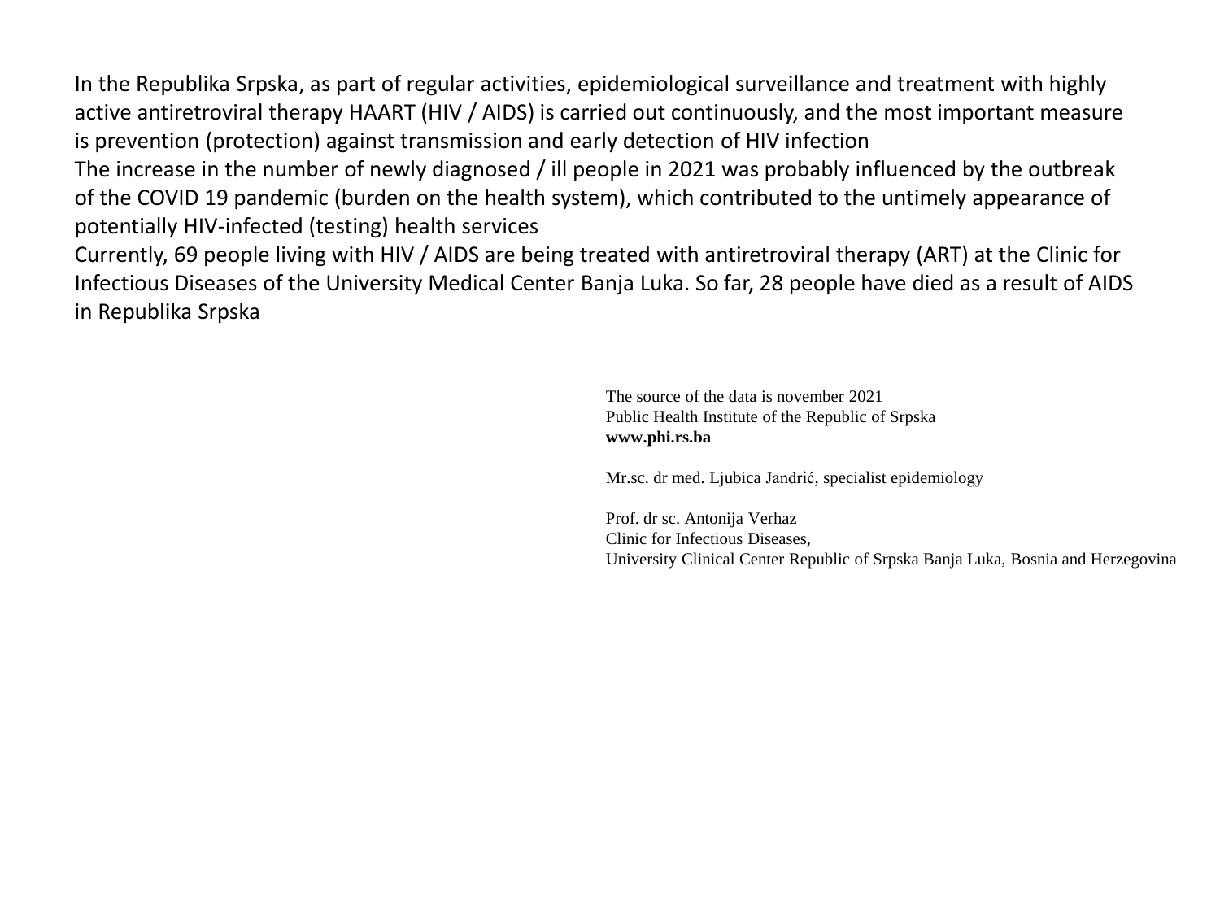In the Republika Srpska, as part of regular activities, epidemiological surveillance and treatment with highly active antiretroviral therapy HAART (HIV / AIDS) is carried out continuously, and the most important measure is prevention (protection) against transmission and early detection of HIV infection

The increase in the number of newly diagnosed / ill people in 2021 was probably influenced by the outbreak of the COVID 19 pandemic (burden on the health system), which contributed to the untimely appearance of potentially HIV-infected (testing) health services

Currently, 69 people living with HIV / AIDS are being treated with antiretroviral therapy (ART) at the Clinic for Infectious Diseases of the University Medical Center Banja Luka. So far, 28 people have died as a result of AIDS in Republika Srpska

The source of the data is november 2021
Public Health Institute of the Republic of Srpska
**www.phi.rs.ba**

Mr.sc. dr med. Ljubica Jandrić, specialist epidemiology

Prof. dr sc. Antonija Verhaz
Clinic for Infectious Diseases,
University Clinical Center Republic of Srpska Banja Luka, Bosnia and Herzegovina